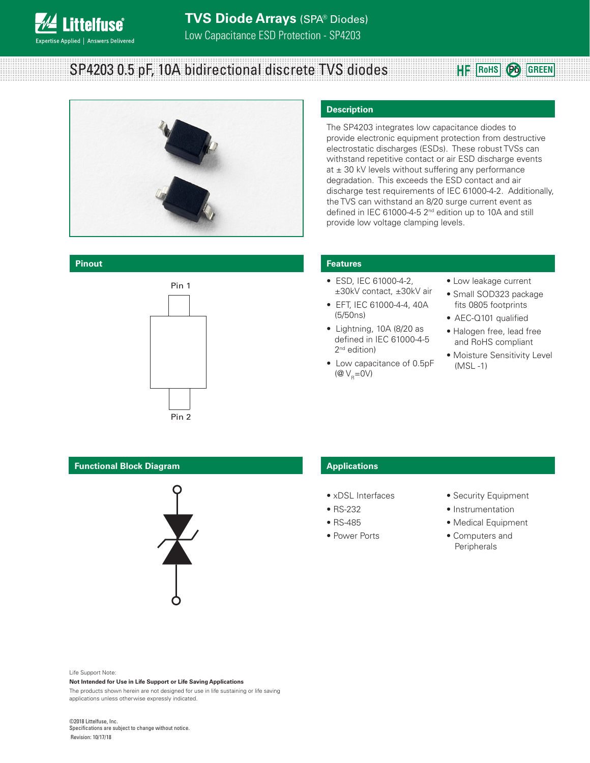# TVS Diode Arrays (SPA® Diodes)

Low Capacitance ESD Protection - SP4203

## SP4203 0.5 pF, 10A bidirectional discrete TVS diodes

HF RoHS Pb GREEN

## Description

The SP4203 integrates low capacitance diodes to provide electronic equipment protection from destructive electrostatic discharges (ESDs). These robust TVSs can withstand repetitive contact or air ESD discharge events at ± 30 kV levels without suffering any performance degradation. This exceeds the ESD contact and air discharge test requirements of IEC 61000-4-2. Additionally, the TVS can withstand an 8/20 surge current event as defined in IEC 61000-4-5 2nd edition up to 10A and still provide low voltage clamping levels.

## Pinout

Pin 1

Pin 2

## Features

- ESD, IEC 61000-4-2, ±30kV contact, ±30kV air
- EFT, IEC 61000-4-4, 40A (5/50ns)
- Lightning, 10A (8/20 as defined in IEC 61000-4-5 2nd edition)
- Low capacitance of 0.5pF (@ $V_R$=0V)
- Low leakage current
- Small SOD323 package fits 0805 footprints
- AEC-Q101 qualified
- Halogen free, lead free and RoHS compliant
- Moisture Sensitivity Level (MSL -1)

## Functional Block Diagram

## Applications

- xDSL Interfaces
- RS-232
- RS-485
- Power Ports
- Security Equipment
- Instrumentation
- Medical Equipment
- Computers and Peripherals

Life Support Note:

**Not Intended for Use in Life Support or Life Saving Applications**

The products shown herein are not designed for use in life sustaining or life saving applications unless otherwise expressly indicated.

©2018 Littelfuse, Inc.
Specifications are subject to change without notice.
Revision: 10/17/18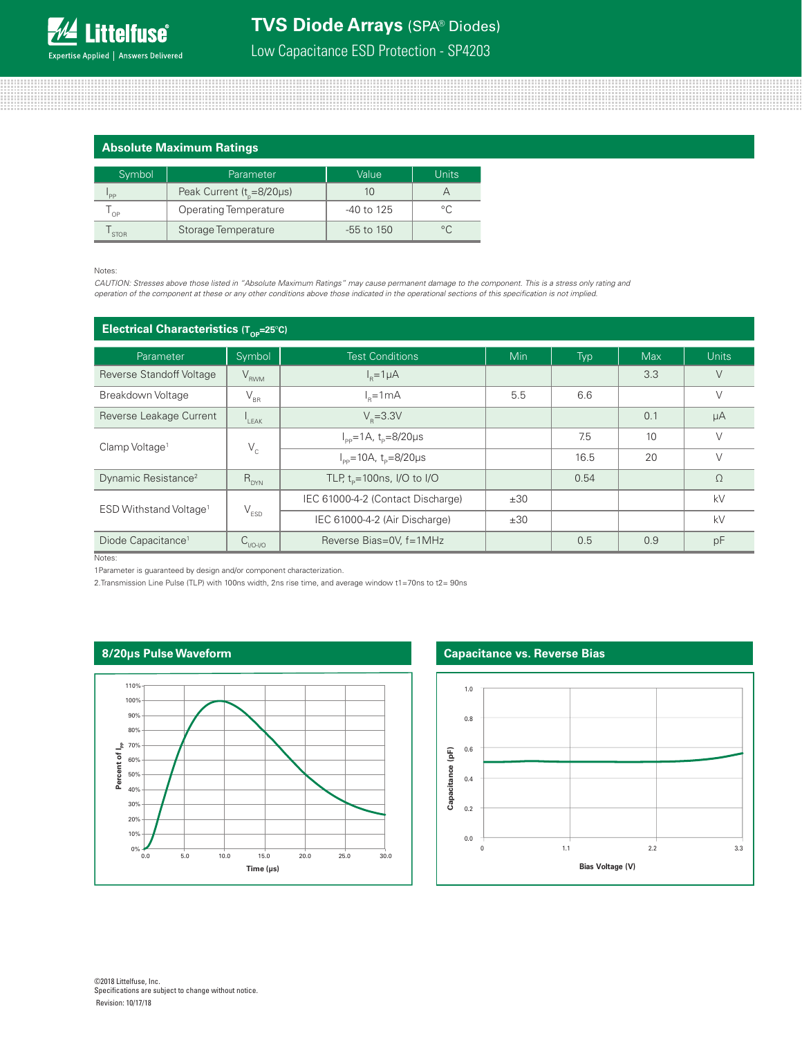## Absolute Maximum Ratings

| Symbol | Parameter | Value | Units |
|---|---|---|---|
| $I_{PP}$ | Peak Current ($t_p$=8/20μs) | 10 | A |
| $T_{OP}$ | Operating Temperature | -40 to 125 | °C |
| $T_{STOR}$ | Storage Temperature | -55 to 150 | °C |

Notes:

*CAUTION: Stresses above those listed in "Absolute Maximum Ratings" may cause permanent damage to the component. This is a stress only rating and operation of the component at these or any other conditions above those indicated in the operational sections of this specification is not implied.*

## Electrical Characteristics ($T_{OP}$=25°C)

| Parameter | Symbol | Test Conditions | Min | Typ | Max | Units |
|---|---|---|---|---|---|---|
| Reverse Standoff Voltage | $V_{RWM}$ | $I_R$=1μA | | | 3.3 | V |
| Breakdown Voltage | $V_{BR}$ | $I_R$=1mA | 5.5 | 6.6 | | V |
| Reverse Leakage Current | $I_{LEAK}$ | $V_R$=3.3V | | | 0.1 | μA |
| Clamp Voltage[1] | $V_C$ | $I_{PP}$=1A, $t_p$=8/20μs | | 7.5 | 10 | V |
| | | $I_{PP}$=10A, $t_p$=8/20μs | | 16.5 | 20 | V |
| Dynamic Resistance[2] | $R_{DYN}$ | TLP, $t_p$=100ns, I/O to I/O | | 0.54 | | Ω |
| ESD Withstand Voltage[1] | $V_{ESD}$ | IEC 61000-4-2 (Contact Discharge) | ±30 | | | kV |
| | | IEC 61000-4-2 (Air Discharge) | ±30 | | | kV |
| Diode Capacitance[1] | $C_{I/O-I/O}$ | Reverse Bias=0V, f=1MHz | | 0.5 | 0.9 | pF |

Notes:

1 Parameter is guaranteed by design and/or component characterization.

2. Transmission Line Pulse (TLP) with 100ns width, 2ns rise time, and average window t1=70ns to t2= 90ns

## 8/20μs Pulse Waveform

## Capacitance vs. Reverse Bias

©2018 Littelfuse, Inc.
Specifications are subject to change without notice.
Revision: 10/17/18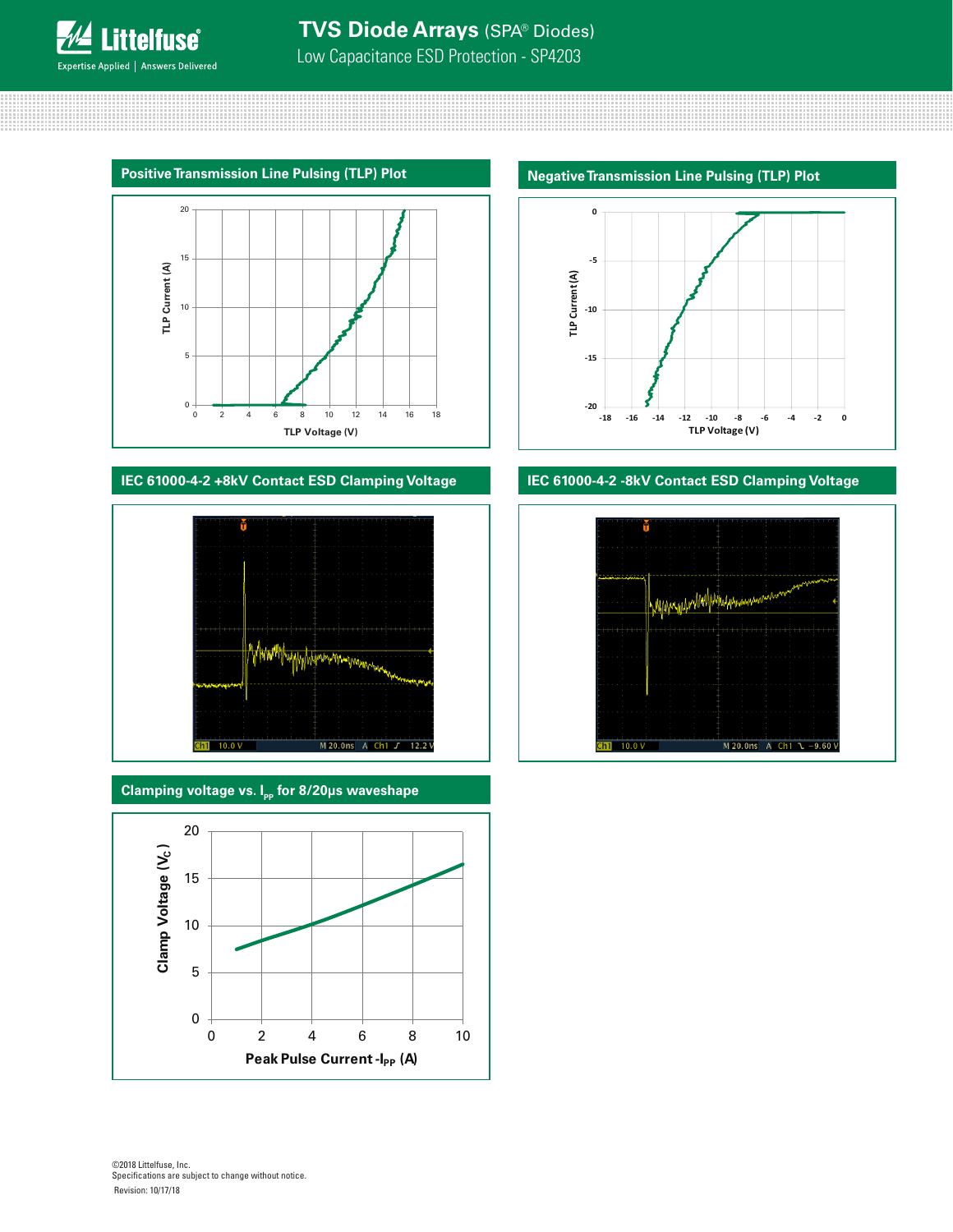## Positive Transmission Line Pulsing (TLP) Plot

TLP Current (A)

TLP Voltage (V)

## Negative Transmission Line Pulsing (TLP) Plot

TLP Current (A)

TLP Voltage (V)

## IEC 61000-4-2 +8kV Contact ESD Clamping Voltage

Ch1 10.0 V M 20.0ns A Ch1 ∫ 12.2 V

## IEC 61000-4-2 -8kV Contact ESD Clamping Voltage

Ch1 10.0 V M 20.0ns A Ch1 ∖ −9.60 V

## Clamping voltage vs. $I_{PP}$ for 8/20μs waveshape

Clamp Voltage ($V_C$)

Peak Pulse Current -$I_{PP}$ (A)

©2018 Littelfuse, Inc.
Specifications are subject to change without notice.
Revision: 10/17/18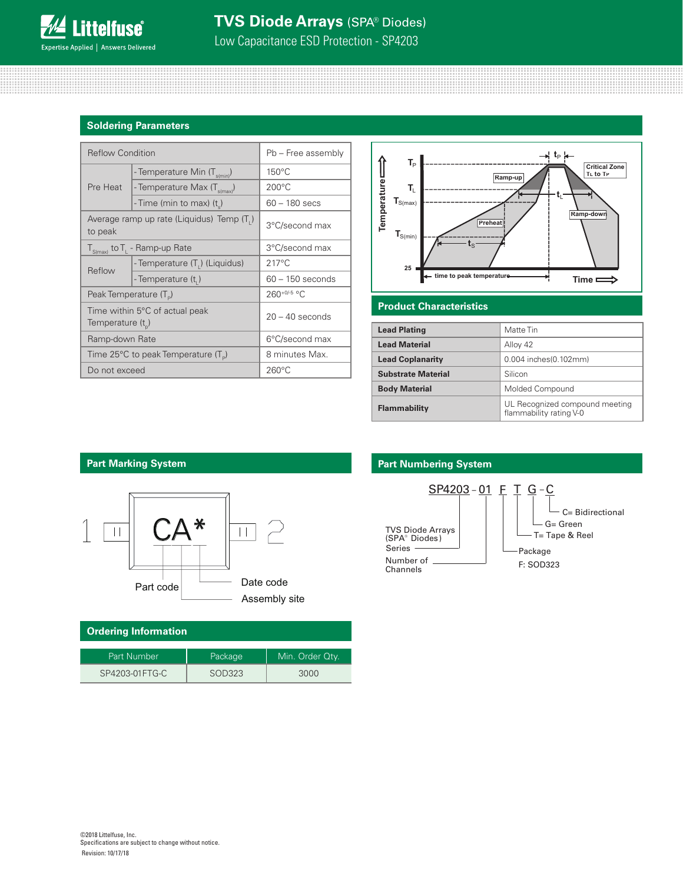## Soldering Parameters

| Reflow Condition | | Pb – Free assembly |
|---|---|---|
| Pre Heat | - Temperature Min ($T_{s(min)}$) | 150°C |
| | - Temperature Max ($T_{s(max)}$) | 200°C |
| | - Time (min to max) ($t_s$) | 60 – 180 secs |
| Average ramp up rate (Liquidus) Temp ($T_L$) to peak | | 3°C/second max |
| $T_{S(max)}$ to $T_L$ - Ramp-up Rate | | 3°C/second max |
| Reflow | - Temperature ($T_L$) (Liquidus) | 217°C |
| | - Temperature ($t_L$) | 60 – 150 seconds |
| Peak Temperature ($T_P$) | | $260^{+0/-5}$ °C |
| Time within 5°C of actual peak Temperature ($t_p$) | | 20 – 40 seconds |
| Ramp-down Rate | | 6°C/second max |
| Time 25°C to peak Temperature ($T_P$) | | 8 minutes Max. |
| Do not exceed | | 260°C |

## Product Characteristics

| | |
|---|---|
| **Lead Plating** | Matte Tin |
| **Lead Material** | Alloy 42 |
| **Lead Coplanarity** | 0.004 inches(0.102mm) |
| **Substrate Material** | Silicon |
| **Body Material** | Molded Compound |
| **Flammability** | UL Recognized compound meeting flammability rating V-0 |

## Part Marking System

CA*

Part code, Date code, Assembly site

## Part Numbering System

SP4203 – 01 F T G – C

- TVS Diode Arrays (SPA® Diodes) Series: SP4203
- Number of Channels: 01
- Package: F: SOD323
- T= Tape & Reel
- G= Green
- C= Bidirectional

## Ordering Information

| Part Number | Package | Min. Order Qty. |
|---|---|---|
| SP4203-01FTG-C | SOD323 | 3000 |

©2018 Littelfuse, Inc.
Specifications are subject to change without notice.
Revision: 10/17/18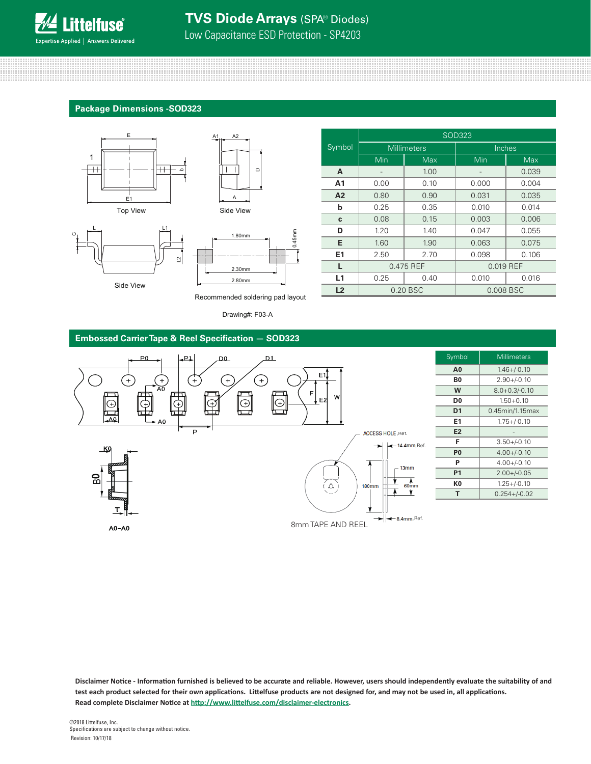## Package Dimensions -SOD323

Top View

Side View

Side View

Recommended soldering pad layout

Drawing#: F03-A

| Symbol | SOD323 | | | |
|---|---|---|---|---|
| | Millimeters | | Inches | |
| | Min | Max | Min | Max |
| **A** | - | 1.00 | - | 0.039 |
| **A1** | 0.00 | 0.10 | 0.000 | 0.004 |
| **A2** | 0.80 | 0.90 | 0.031 | 0.035 |
| **b** | 0.25 | 0.35 | 0.010 | 0.014 |
| **c** | 0.08 | 0.15 | 0.003 | 0.006 |
| **D** | 1.20 | 1.40 | 0.047 | 0.055 |
| **E** | 1.60 | 1.90 | 0.063 | 0.075 |
| **E1** | 2.50 | 2.70 | 0.098 | 0.106 |
| **L** | 0.475 REF | | 0.019 REF | |
| **L1** | 0.25 | 0.40 | 0.010 | 0.016 |
| **L2** | 0.20 BSC | | 0.008 BSC | |

## Embossed Carrier Tape & Reel Specification — SOD323

A0–A0

8mm TAPE AND REEL

| Symbol | Millimeters |
|---|---|
| **A0** | 1.46+/-0.10 |
| **B0** | 2.90+/-0.10 |
| **W** | 8.0+0.3/-0.10 |
| **D0** | 1.50+0.10 |
| **D1** | 0.45min/1.15max |
| **E1** | 1.75+/-0.10 |
| **E2** | - |
| **F** | 3.50+/-0.10 |
| **P0** | 4.00+/-0.10 |
| **P** | 4.00+/-0.10 |
| **P1** | 2.00+/-0.05 |
| **K0** | 1.25+/-0.10 |
| **T** | 0.254+/-0.02 |

**Disclaimer Notice - Information furnished is believed to be accurate and reliable. However, users should independently evaluate the suitability of and test each product selected for their own applications. Littelfuse products are not designed for, and may not be used in, all applications. Read complete Disclaimer Notice at http://www.littelfuse.com/disclaimer-electronics.**

©2018 Littelfuse, Inc.
Specifications are subject to change without notice.
Revision: 10/17/18